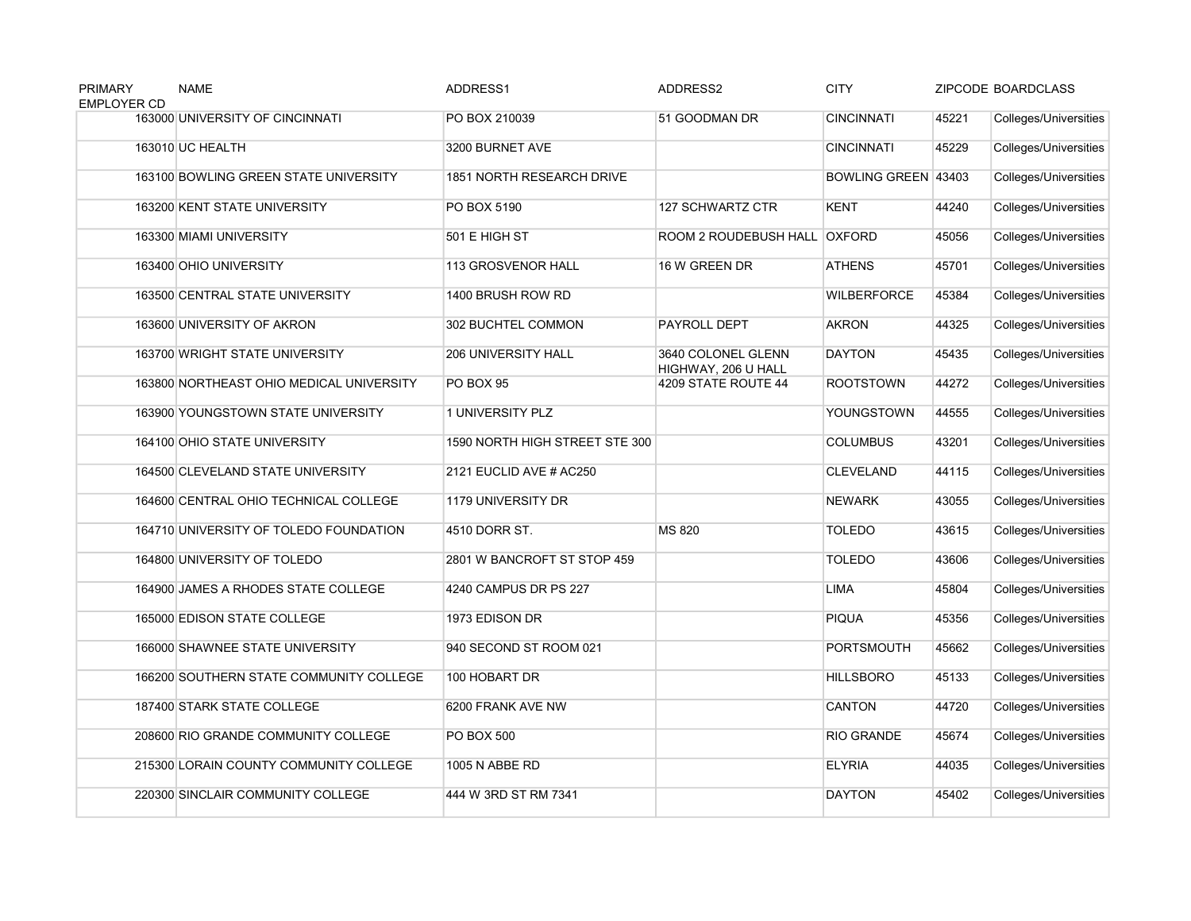| PRIMARY EMPLOYER CD | NAME | ADDRESS1 | ADDRESS2 | CITY | ZIPCODE | BOARDCLASS |
|---|---|---|---|---|---|---|
| 163000 | UNIVERSITY OF CINCINNATI | PO BOX 210039 | 51 GOODMAN DR | CINCINNATI | 45221 | Colleges/Universities |
| 163010 | UC HEALTH | 3200 BURNET AVE | | CINCINNATI | 45229 | Colleges/Universities |
| 163100 | BOWLING GREEN STATE UNIVERSITY | 1851 NORTH RESEARCH DRIVE | | BOWLING GREEN | 43403 | Colleges/Universities |
| 163200 | KENT STATE UNIVERSITY | PO BOX 5190 | 127 SCHWARTZ CTR | KENT | 44240 | Colleges/Universities |
| 163300 | MIAMI UNIVERSITY | 501 E HIGH ST | ROOM 2 ROUDEBUSH HALL | OXFORD | 45056 | Colleges/Universities |
| 163400 | OHIO UNIVERSITY | 113 GROSVENOR HALL | 16 W GREEN DR | ATHENS | 45701 | Colleges/Universities |
| 163500 | CENTRAL STATE UNIVERSITY | 1400 BRUSH ROW RD | | WILBERFORCE | 45384 | Colleges/Universities |
| 163600 | UNIVERSITY OF AKRON | 302 BUCHTEL COMMON | PAYROLL DEPT | AKRON | 44325 | Colleges/Universities |
| 163700 | WRIGHT STATE UNIVERSITY | 206 UNIVERSITY HALL | 3640 COLONEL GLENN HIGHWAY, 206 U HALL | DAYTON | 45435 | Colleges/Universities |
| 163800 | NORTHEAST OHIO MEDICAL UNIVERSITY | PO BOX 95 | 4209 STATE ROUTE 44 | ROOTSTOWN | 44272 | Colleges/Universities |
| 163900 | YOUNGSTOWN STATE UNIVERSITY | 1 UNIVERSITY PLZ | | YOUNGSTOWN | 44555 | Colleges/Universities |
| 164100 | OHIO STATE UNIVERSITY | 1590 NORTH HIGH STREET STE 300 | | COLUMBUS | 43201 | Colleges/Universities |
| 164500 | CLEVELAND STATE UNIVERSITY | 2121 EUCLID AVE # AC250 | | CLEVELAND | 44115 | Colleges/Universities |
| 164600 | CENTRAL OHIO TECHNICAL COLLEGE | 1179 UNIVERSITY DR | | NEWARK | 43055 | Colleges/Universities |
| 164710 | UNIVERSITY OF TOLEDO FOUNDATION | 4510 DORR ST. | MS 820 | TOLEDO | 43615 | Colleges/Universities |
| 164800 | UNIVERSITY OF TOLEDO | 2801 W BANCROFT ST STOP 459 | | TOLEDO | 43606 | Colleges/Universities |
| 164900 | JAMES A RHODES STATE COLLEGE | 4240 CAMPUS DR PS 227 | | LIMA | 45804 | Colleges/Universities |
| 165000 | EDISON STATE COLLEGE | 1973 EDISON DR | | PIQUA | 45356 | Colleges/Universities |
| 166000 | SHAWNEE STATE UNIVERSITY | 940 SECOND ST ROOM 021 | | PORTSMOUTH | 45662 | Colleges/Universities |
| 166200 | SOUTHERN STATE COMMUNITY COLLEGE | 100 HOBART DR | | HILLSBORO | 45133 | Colleges/Universities |
| 187400 | STARK STATE COLLEGE | 6200 FRANK AVE NW | | CANTON | 44720 | Colleges/Universities |
| 208600 | RIO GRANDE COMMUNITY COLLEGE | PO BOX 500 | | RIO GRANDE | 45674 | Colleges/Universities |
| 215300 | LORAIN COUNTY COMMUNITY COLLEGE | 1005 N ABBE RD | | ELYRIA | 44035 | Colleges/Universities |
| 220300 | SINCLAIR COMMUNITY COLLEGE | 444 W 3RD ST RM 7341 | | DAYTON | 45402 | Colleges/Universities |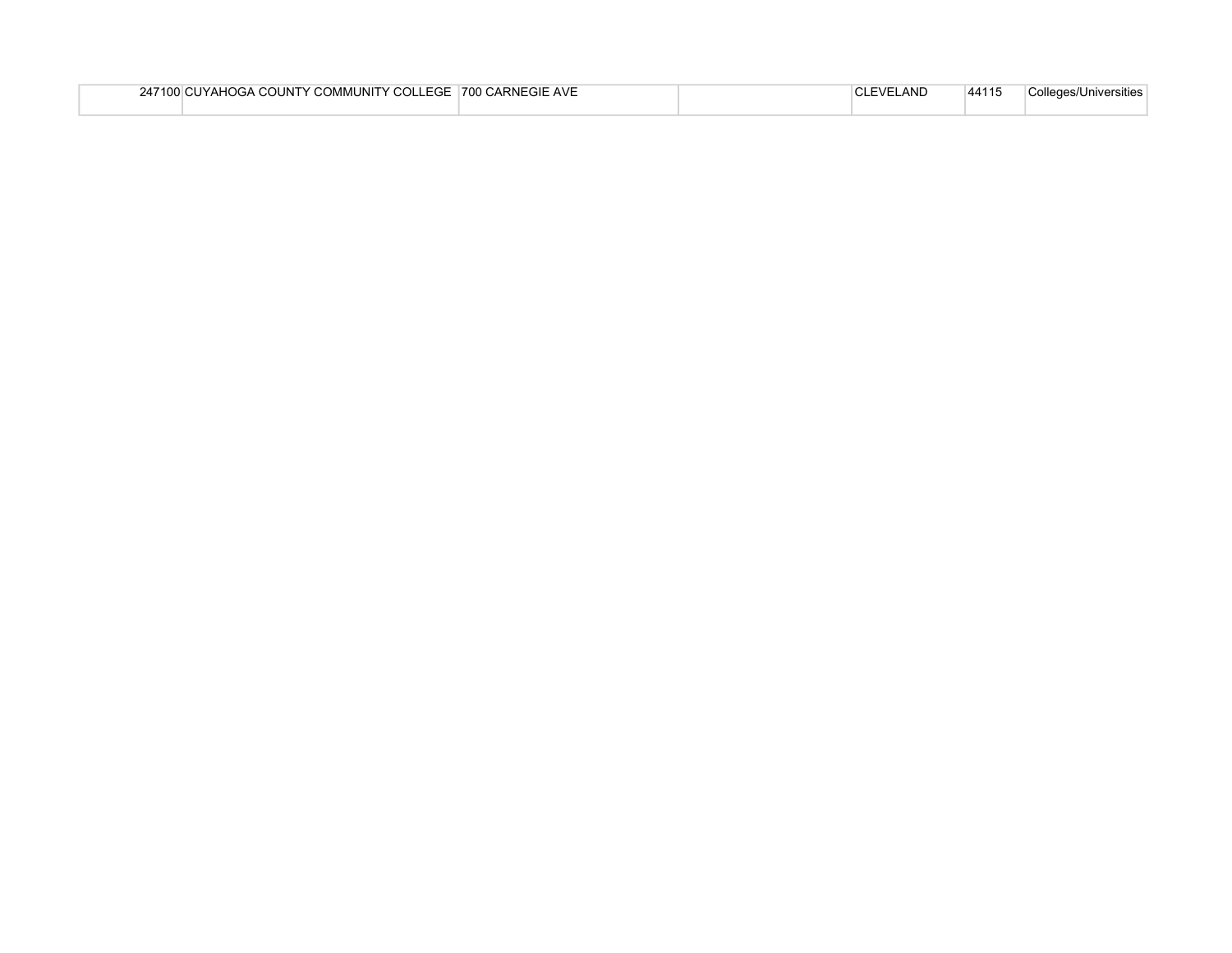| | | | | | | |
|---|---|---|---|---|---|---|
| 247100 | CUYAHOGA COUNTY COMMUNITY COLLEGE | 700 CARNEGIE AVE | | CLEVELAND | 44115 | Colleges/Universities |